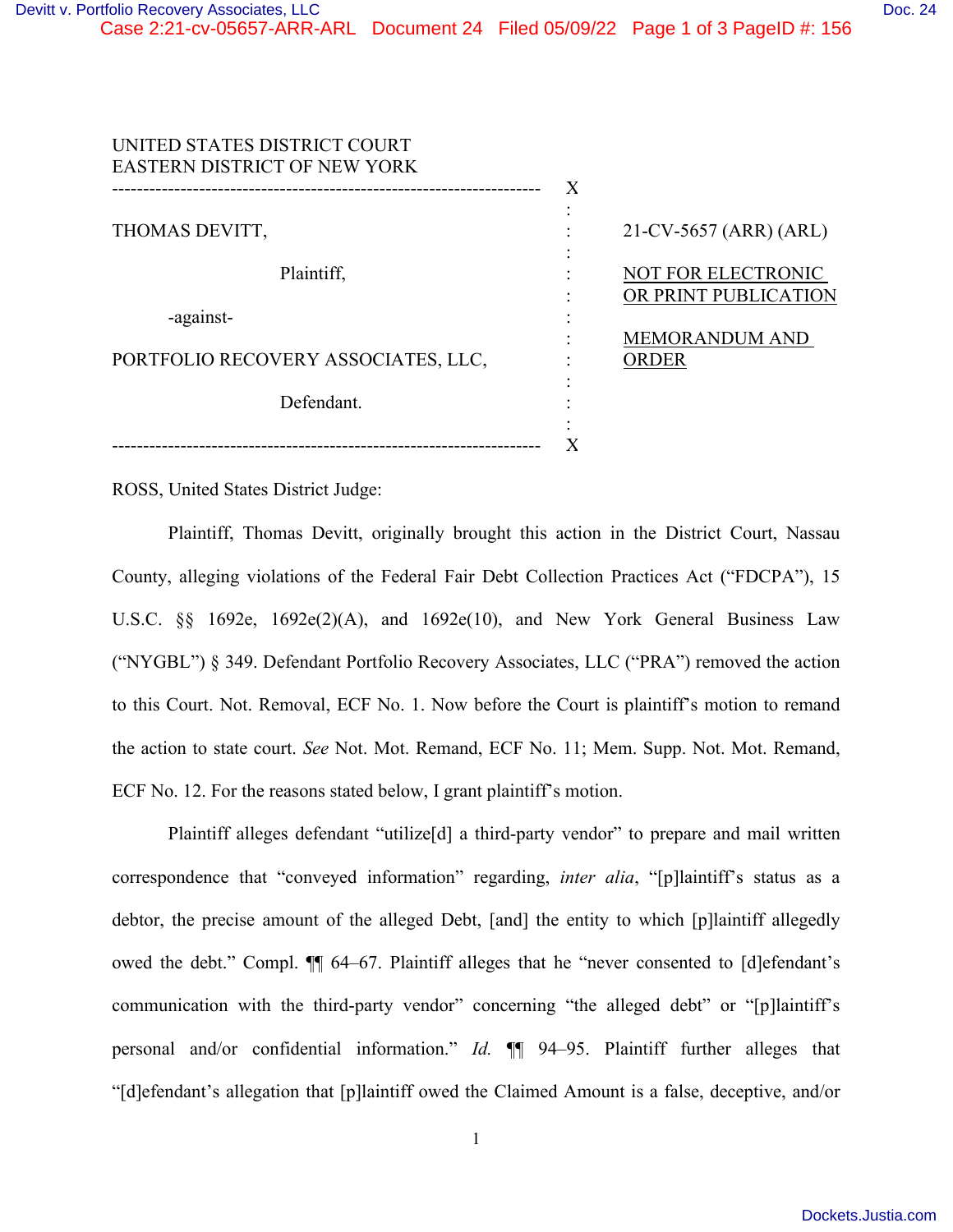UNITED STATES DISTRICT COURT
EASTERN DISTRICT OF NEW YORK

THOMAS DEVITT,

Plaintiff,

-against-

PORTFOLIO RECOVERY ASSOCIATES, LLC,

Defendant.

21-CV-5657 (ARR) (ARL)

NOT FOR ELECTRONIC OR PRINT PUBLICATION

MEMORANDUM AND ORDER

ROSS, United States District Judge:

Plaintiff, Thomas Devitt, originally brought this action in the District Court, Nassau County, alleging violations of the Federal Fair Debt Collection Practices Act ("FDCPA"), 15 U.S.C. §§ 1692e, 1692e(2)(A), and 1692e(10), and New York General Business Law ("NYGBL") § 349. Defendant Portfolio Recovery Associates, LLC ("PRA") removed the action to this Court. Not. Removal, ECF No. 1. Now before the Court is plaintiff's motion to remand the action to state court. *See* Not. Mot. Remand, ECF No. 11; Mem. Supp. Not. Mot. Remand, ECF No. 12. For the reasons stated below, I grant plaintiff's motion.

Plaintiff alleges defendant "utilize[d] a third-party vendor" to prepare and mail written correspondence that "conveyed information" regarding, *inter alia*, "[p]laintiff's status as a debtor, the precise amount of the alleged Debt, [and] the entity to which [p]laintiff allegedly owed the debt." Compl. ¶¶ 64–67. Plaintiff alleges that he "never consented to [d]efendant's communication with the third-party vendor" concerning "the alleged debt" or "[p]laintiff's personal and/or confidential information." *Id.* ¶¶ 94–95. Plaintiff further alleges that "[d]efendant's allegation that [p]laintiff owed the Claimed Amount is a false, deceptive, and/or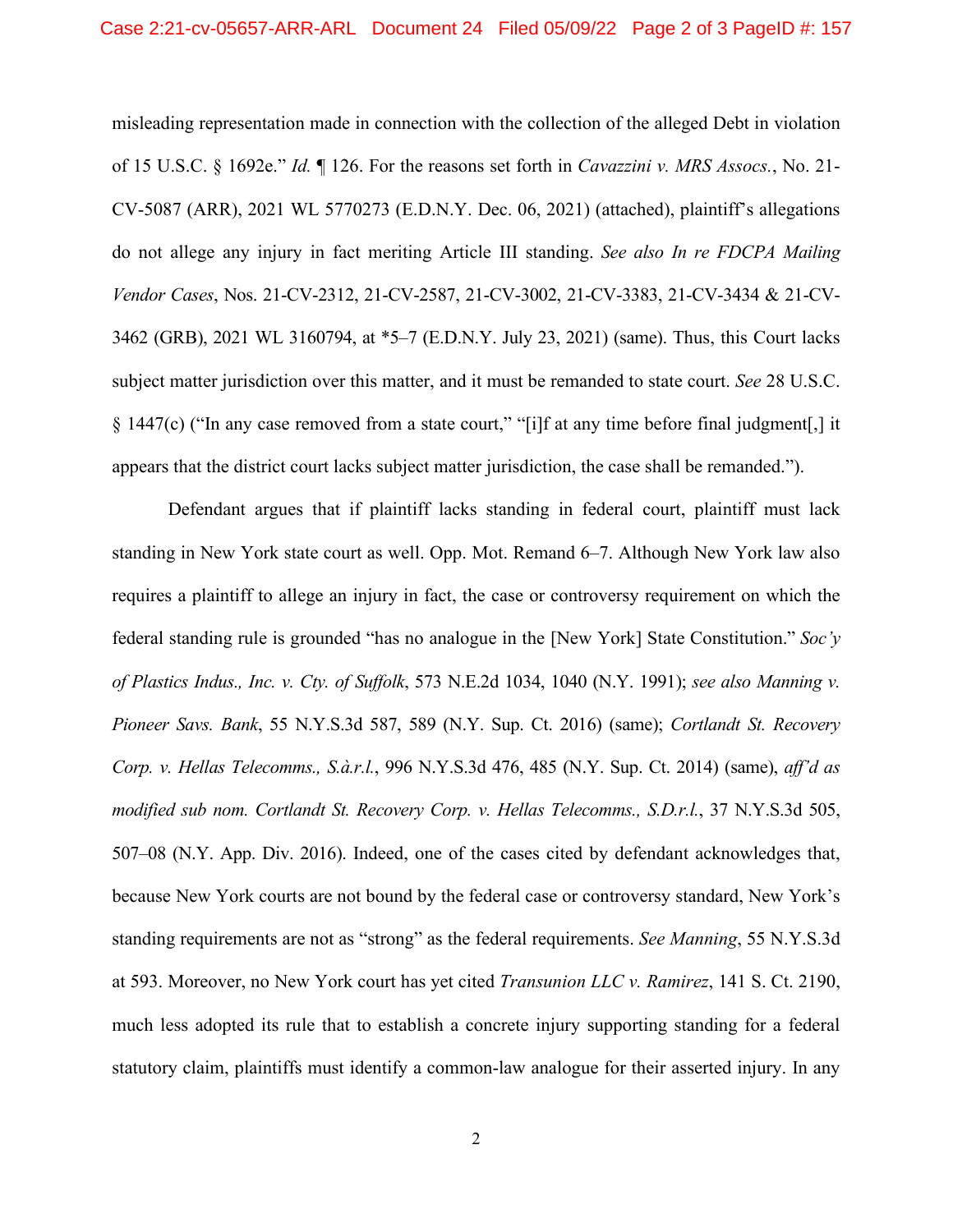misleading representation made in connection with the collection of the alleged Debt in violation of 15 U.S.C. § 1692e." *Id.* ¶ 126. For the reasons set forth in *Cavazzini v. MRS Assocs.*, No. 21-CV-5087 (ARR), 2021 WL 5770273 (E.D.N.Y. Dec. 06, 2021) (attached), plaintiff's allegations do not allege any injury in fact meriting Article III standing. *See also In re FDCPA Mailing Vendor Cases*, Nos. 21-CV-2312, 21-CV-2587, 21-CV-3002, 21-CV-3383, 21-CV-3434 & 21-CV-3462 (GRB), 2021 WL 3160794, at *5–7 (E.D.N.Y. July 23, 2021) (same). Thus, this Court lacks subject matter jurisdiction over this matter, and it must be remanded to state court. *See* 28 U.S.C. § 1447(c) ("In any case removed from a state court," "[i]f at any time before final judgment[,] it appears that the district court lacks subject matter jurisdiction, the case shall be remanded.").

Defendant argues that if plaintiff lacks standing in federal court, plaintiff must lack standing in New York state court as well. Opp. Mot. Remand 6–7. Although New York law also requires a plaintiff to allege an injury in fact, the case or controversy requirement on which the federal standing rule is grounded "has no analogue in the [New York] State Constitution." *Soc'y of Plastics Indus., Inc. v. Cty. of Suffolk*, 573 N.E.2d 1034, 1040 (N.Y. 1991); *see also Manning v. Pioneer Savs. Bank*, 55 N.Y.S.3d 587, 589 (N.Y. Sup. Ct. 2016) (same); *Cortlandt St. Recovery Corp. v. Hellas Telecomms., S.à.r.l.*, 996 N.Y.S.3d 476, 485 (N.Y. Sup. Ct. 2014) (same), *aff'd as modified sub nom. Cortlandt St. Recovery Corp. v. Hellas Telecomms., S.D.r.l.*, 37 N.Y.S.3d 505, 507–08 (N.Y. App. Div. 2016). Indeed, one of the cases cited by defendant acknowledges that, because New York courts are not bound by the federal case or controversy standard, New York's standing requirements are not as "strong" as the federal requirements. *See Manning*, 55 N.Y.S.3d at 593. Moreover, no New York court has yet cited *Transunion LLC v. Ramirez*, 141 S. Ct. 2190, much less adopted its rule that to establish a concrete injury supporting standing for a federal statutory claim, plaintiffs must identify a common-law analogue for their asserted injury. In any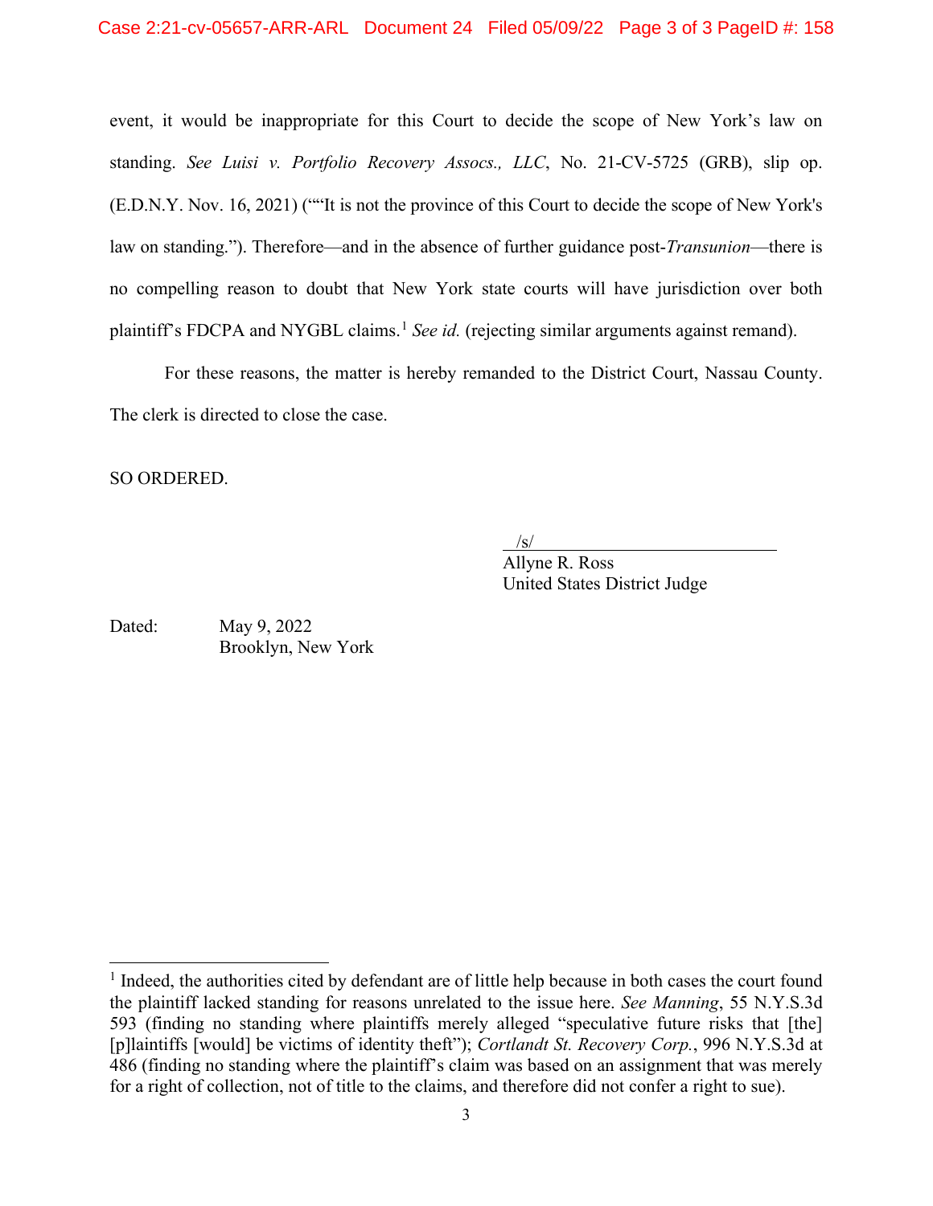event, it would be inappropriate for this Court to decide the scope of New York's law on standing. *See Luisi v. Portfolio Recovery Assocs., LLC*, No. 21-CV-5725 (GRB), slip op. (E.D.N.Y. Nov. 16, 2021) ("“It is not the province of this Court to decide the scope of New York's law on standing.”). Therefore—and in the absence of further guidance post-*Transunion*—there is no compelling reason to doubt that New York state courts will have jurisdiction over both plaintiff's FDCPA and NYGBL claims.[1] *See id.* (rejecting similar arguments against remand).

For these reasons, the matter is hereby remanded to the District Court, Nassau County. The clerk is directed to close the case.

SO ORDERED.

/s/
Allyne R. Ross
United States District Judge

Dated: May 9, 2022
Brooklyn, New York

---

[1] Indeed, the authorities cited by defendant are of little help because in both cases the court found the plaintiff lacked standing for reasons unrelated to the issue here. *See Manning*, 55 N.Y.S.3d 593 (finding no standing where plaintiffs merely alleged “speculative future risks that [the] [p]laintiffs [would] be victims of identity theft”); *Cortlandt St. Recovery Corp.*, 996 N.Y.S.3d at 486 (finding no standing where the plaintiff's claim was based on an assignment that was merely for a right of collection, not of title to the claims, and therefore did not confer a right to sue).